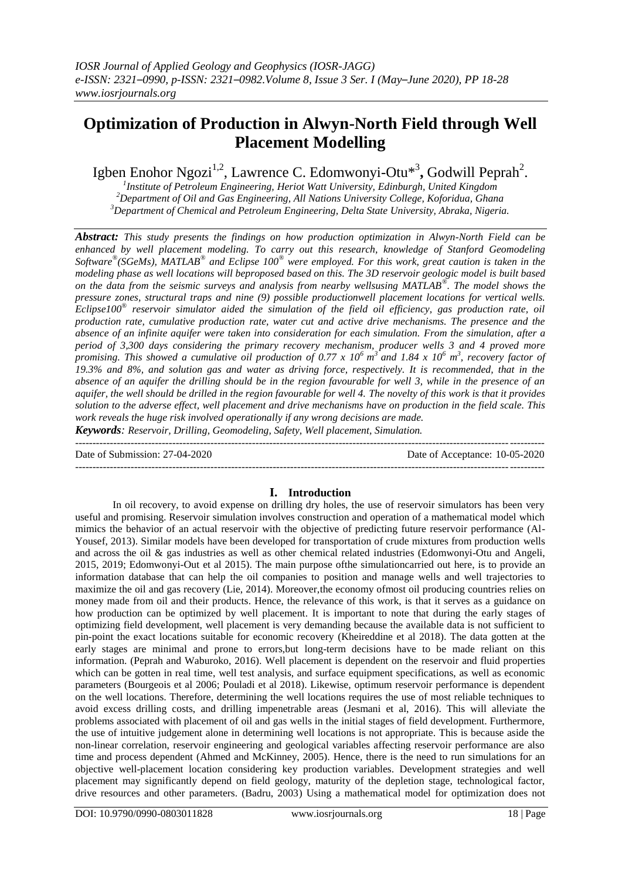# Optimization of Production in Alwyn-North Field through Well Placement Modelling

Igben Enohor Ngozi[1,2], Lawrence C. Edomwonyi-Otu*[3], Godwill Peprah[2].

[1]Institute of Petroleum Engineering, Heriot Watt University, Edinburgh, United Kingdom
[2]Department of Oil and Gas Engineering, All Nations University College, Koforidua, Ghana
[3]Department of Chemical and Petroleum Engineering, Delta State University, Abraka, Nigeria.

***Abstract:*** *This study presents the findings on how production optimization in Alwyn-North Field can be enhanced by well placement modeling. To carry out this research, knowledge of Stanford Geomodeling Software®(SGeMs), MATLAB® and Eclipse 100® were employed. For this work, great caution is taken in the modeling phase as well locations will beproposed based on this. The 3D reservoir geologic model is built based on the data from the seismic surveys and analysis from nearby wellsusing MATLAB®. The model shows the pressure zones, structural traps and nine (9) possible productionwell placement locations for vertical wells. Eclipse100® reservoir simulator aided the simulation of the field oil efficiency, gas production rate, oil production rate, cumulative production rate, water cut and active drive mechanisms. The presence and the absence of an infinite aquifer were taken into consideration for each simulation. From the simulation, after a period of 3,300 days considering the primary recovery mechanism, producer wells 3 and 4 proved more promising. This showed a cumulative oil production of 0.77 x $10^6$ $m^3$ and 1.84 x $10^6$ $m^3$, recovery factor of 19.3% and 8%, and solution gas and water as driving force, respectively. It is recommended, that in the absence of an aquifer the drilling should be in the region favourable for well 3, while in the presence of an aquifer, the well should be drilled in the region favourable for well 4. The novelty of this work is that it provides solution to the adverse effect, well placement and drive mechanisms have on production in the field scale. This work reveals the huge risk involved operationally if any wrong decisions are made.*

***Keywords****: Reservoir, Drilling, Geomodeling, Safety, Well placement, Simulation.*

---

Date of Submission: 27-04-2020 | Date of Acceptance: 10-05-2020

---

## I. Introduction

In oil recovery, to avoid expense on drilling dry holes, the use of reservoir simulators has been very useful and promising. Reservoir simulation involves construction and operation of a mathematical model which mimics the behavior of an actual reservoir with the objective of predicting future reservoir performance (Al-Yousef, 2013). Similar models have been developed for transportation of crude mixtures from production wells and across the oil & gas industries as well as other chemical related industries (Edomwonyi-Otu and Angeli, 2015, 2019; Edomwonyi-Out et al 2015). The main purpose ofthe simulationcarried out here, is to provide an information database that can help the oil companies to position and manage wells and well trajectories to maximize the oil and gas recovery (Lie, 2014). Moreover,the economy ofmost oil producing countries relies on money made from oil and their products. Hence, the relevance of this work, is that it serves as a guidance on how production can be optimized by well placement. It is important to note that during the early stages of optimizing field development, well placement is very demanding because the available data is not sufficient to pin-point the exact locations suitable for economic recovery (Kheireddine et al 2018). The data gotten at the early stages are minimal and prone to errors,but long-term decisions have to be made reliant on this information. (Peprah and Waburoko, 2016). Well placement is dependent on the reservoir and fluid properties which can be gotten in real time, well test analysis, and surface equipment specifications, as well as economic parameters (Bourgeois et al 2006; Pouladi et al 2018). Likewise, optimum reservoir performance is dependent on the well locations. Therefore, determining the well locations requires the use of most reliable techniques to avoid excess drilling costs, and drilling impenetrable areas (Jesmani et al, 2016). This will alleviate the problems associated with placement of oil and gas wells in the initial stages of field development. Furthermore, the use of intuitive judgement alone in determining well locations is not appropriate. This is because aside the non-linear correlation, reservoir engineering and geological variables affecting reservoir performance are also time and process dependent (Ahmed and McKinney, 2005). Hence, there is the need to run simulations for an objective well-placement location considering key production variables. Development strategies and well placement may significantly depend on field geology, maturity of the depletion stage, technological factor, drive resources and other parameters. (Badru, 2003) Using a mathematical model for optimization does not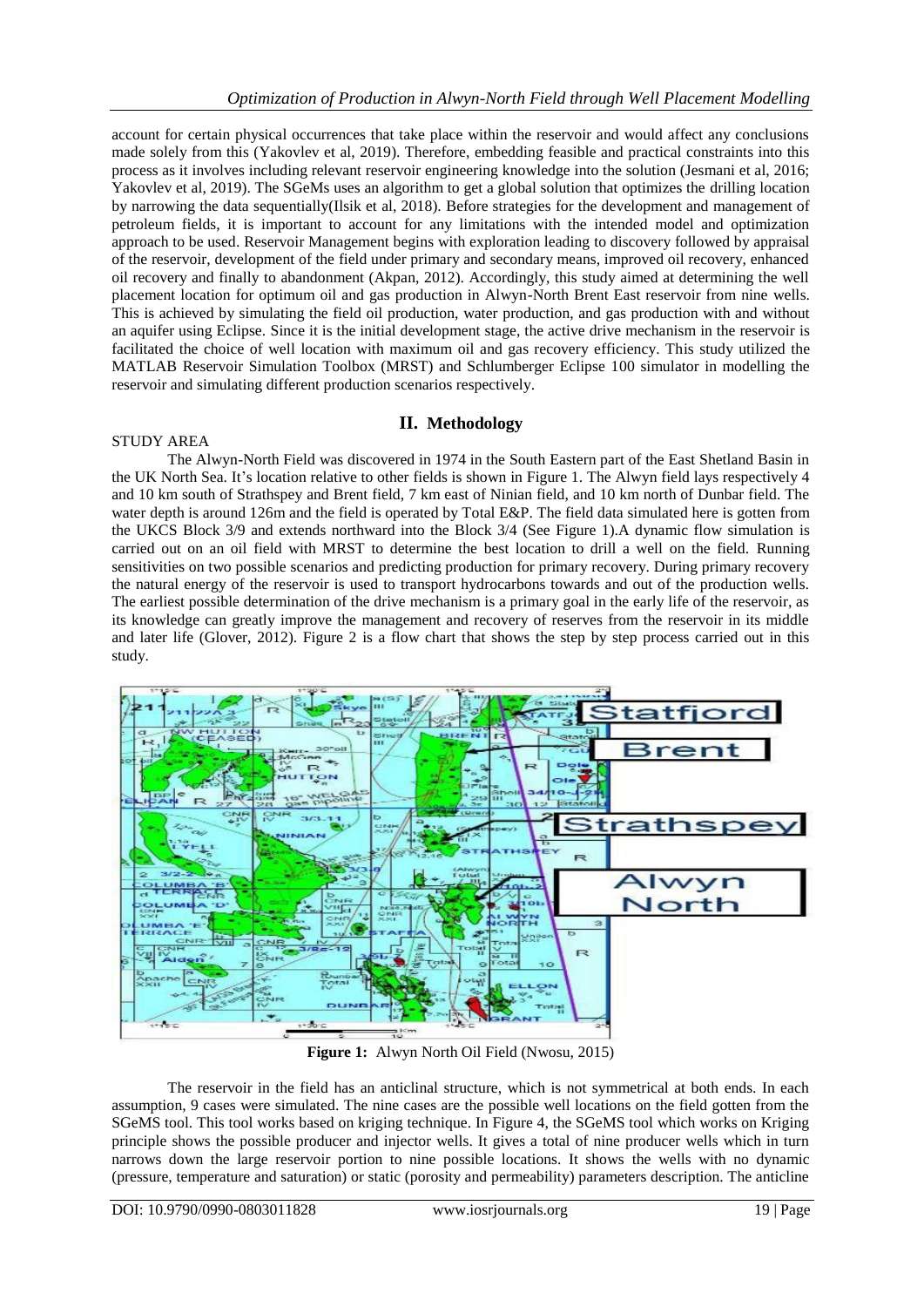account for certain physical occurrences that take place within the reservoir and would affect any conclusions made solely from this (Yakovlev et al, 2019). Therefore, embedding feasible and practical constraints into this process as it involves including relevant reservoir engineering knowledge into the solution (Jesmani et al, 2016; Yakovlev et al, 2019). The SGeMs uses an algorithm to get a global solution that optimizes the drilling location by narrowing the data sequentially(Ilsik et al, 2018). Before strategies for the development and management of petroleum fields, it is important to account for any limitations with the intended model and optimization approach to be used. Reservoir Management begins with exploration leading to discovery followed by appraisal of the reservoir, development of the field under primary and secondary means, improved oil recovery, enhanced oil recovery and finally to abandonment (Akpan, 2012). Accordingly, this study aimed at determining the well placement location for optimum oil and gas production in Alwyn-North Brent East reservoir from nine wells. This is achieved by simulating the field oil production, water production, and gas production with and without an aquifer using Eclipse. Since it is the initial development stage, the active drive mechanism in the reservoir is facilitated the choice of well location with maximum oil and gas recovery efficiency. This study utilized the MATLAB Reservoir Simulation Toolbox (MRST) and Schlumberger Eclipse 100 simulator in modelling the reservoir and simulating different production scenarios respectively.

## II. Methodology

STUDY AREA

The Alwyn-North Field was discovered in 1974 in the South Eastern part of the East Shetland Basin in the UK North Sea. It's location relative to other fields is shown in Figure 1. The Alwyn field lays respectively 4 and 10 km south of Strathspey and Brent field, 7 km east of Ninian field, and 10 km north of Dunbar field. The water depth is around 126m and the field is operated by Total E&P. The field data simulated here is gotten from the UKCS Block 3/9 and extends northward into the Block 3/4 (See Figure 1).A dynamic flow simulation is carried out on an oil field with MRST to determine the best location to drill a well on the field. Running sensitivities on two possible scenarios and predicting production for primary recovery. During primary recovery the natural energy of the reservoir is used to transport hydrocarbons towards and out of the production wells. The earliest possible determination of the drive mechanism is a primary goal in the early life of the reservoir, as its knowledge can greatly improve the management and recovery of reserves from the reservoir in its middle and later life (Glover, 2012). Figure 2 is a flow chart that shows the step by step process carried out in this study.

**Figure 1:** Alwyn North Oil Field (Nwosu, 2015)

The reservoir in the field has an anticlinal structure, which is not symmetrical at both ends. In each assumption, 9 cases were simulated. The nine cases are the possible well locations on the field gotten from the SGeMS tool. This tool works based on kriging technique. In Figure 4, the SGeMS tool which works on Kriging principle shows the possible producer and injector wells. It gives a total of nine producer wells which in turn narrows down the large reservoir portion to nine possible locations. It shows the wells with no dynamic (pressure, temperature and saturation) or static (porosity and permeability) parameters description. The anticline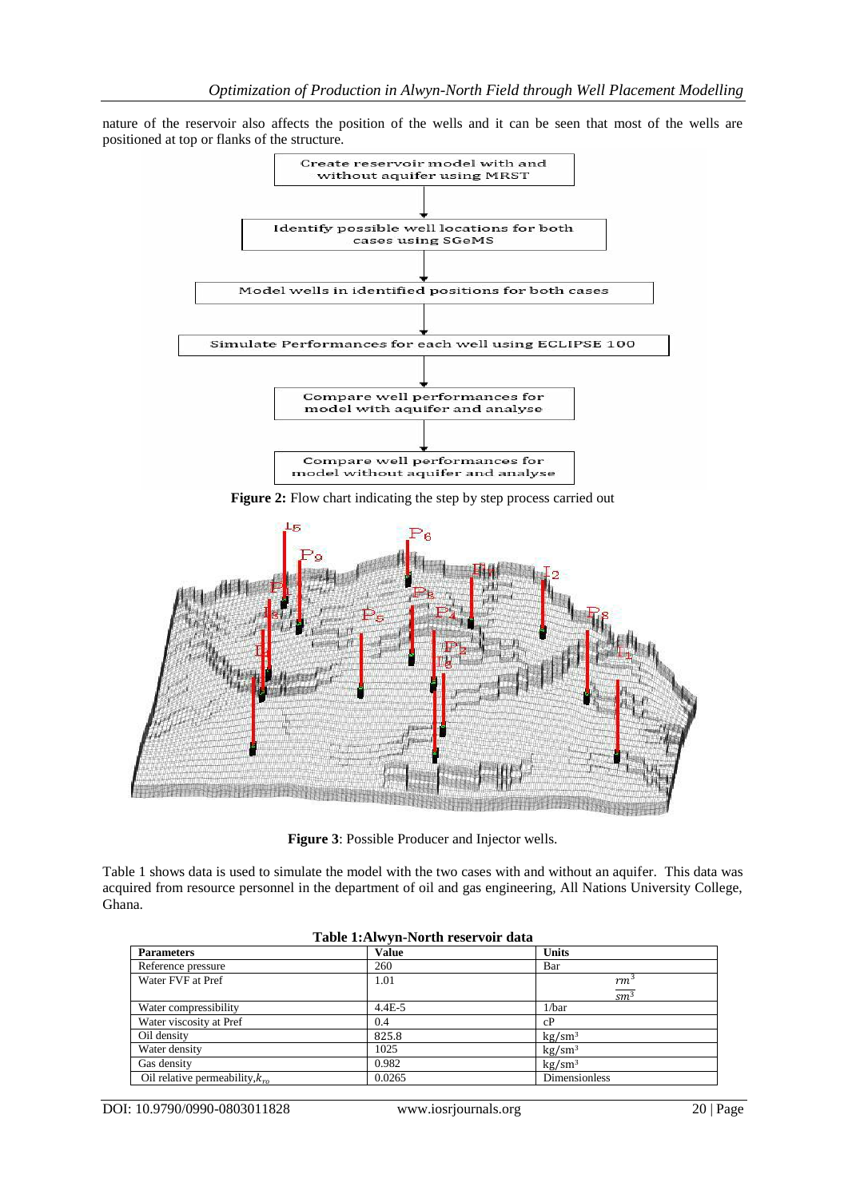nature of the reservoir also affects the position of the wells and it can be seen that most of the wells are positioned at top or flanks of the structure.

Create reservoir model with and without aquifer using MRST

Identify possible well locations for both cases using SGeMS

Model wells in identified positions for both cases

Simulate Performances for each well using ECLIPSE 100

Compare well performances for model with aquifer and analyse

Compare well performances for model without aquifer and analyse

**Figure 2:** Flow chart indicating the step by step process carried out

**Figure 3**: Possible Producer and Injector wells.

Table 1 shows data is used to simulate the model with the two cases with and without an aquifer. This data was acquired from resource personnel in the department of oil and gas engineering, All Nations University College, Ghana.

**Table 1:Alwyn-North reservoir data**

| **Parameters** | **Value** | **Units** |
|---|---|---|
| Reference pressure | 260 | Bar |
| Water FVF at Pref | 1.01 | $\frac{rm^3}{sm^3}$ |
| Water compressibility | 4.4E-5 | 1/bar |
| Water viscosity at Pref | 0.4 | cP |
| Oil density | 825.8 | kg/sm³ |
| Water density | 1025 | kg/sm³ |
| Gas density | 0.982 | kg/sm³ |
| Oil relative permeability, $k_{ro}$ | 0.0265 | Dimensionless |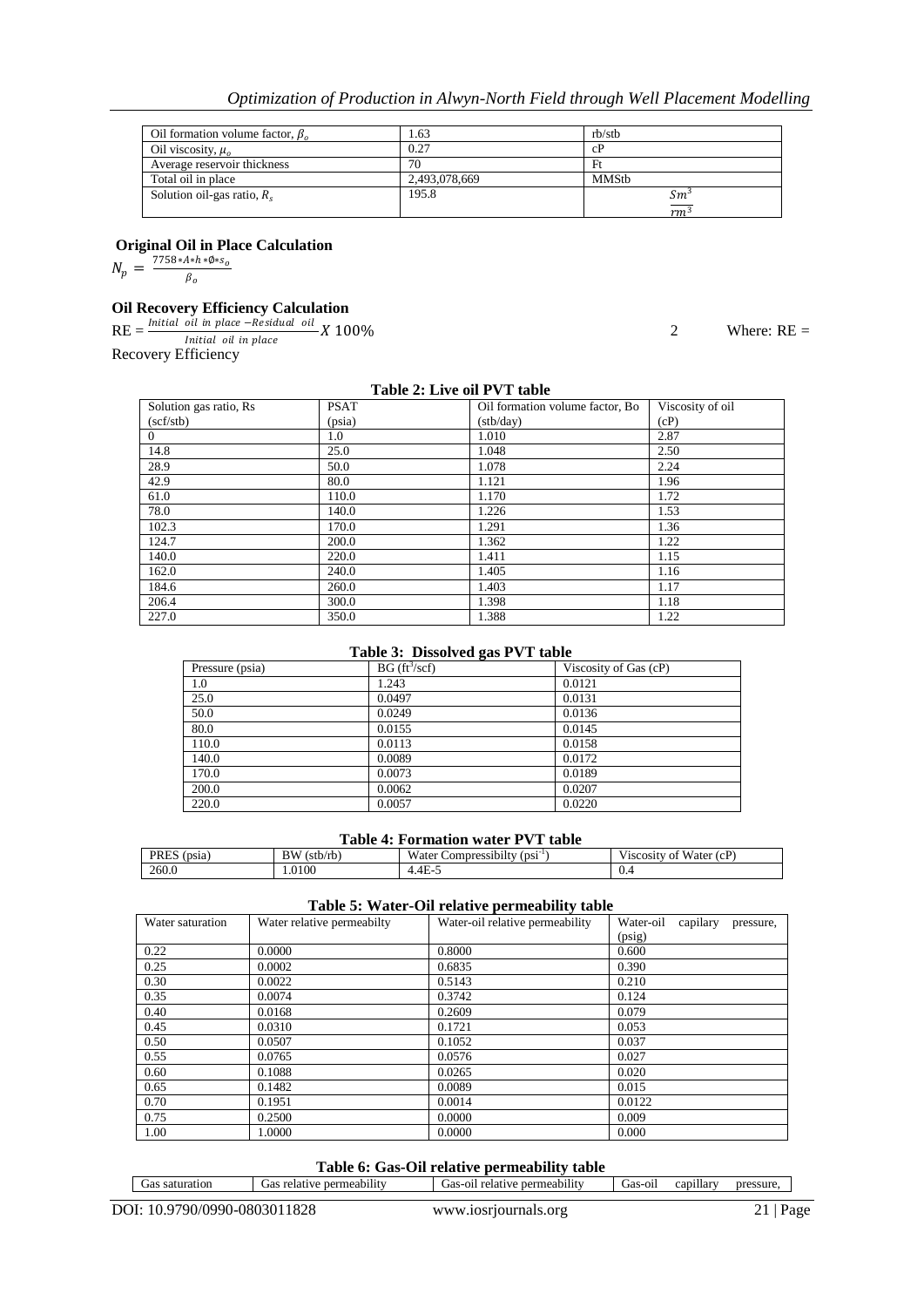| Oil formation volume factor, $\beta_o$ | 1.63 | rb/stb |
|---|---|---|
| Oil viscosity, $\mu_o$ | 0.27 | cP |
| Average reservoir thickness | 70 | Ft |
| Total oil in place | 2,493,078,669 | MMStb |
| Solution oil-gas ratio, $R_s$ | 195.8 | $\frac{Sm^3}{rm^3}$ |

**Original Oil in Place Calculation**

$$N_p = \frac{7758 * A * h * \emptyset * s_o}{\beta_o}$$

**Oil Recovery Efficiency Calculation**

$$\text{RE} = \frac{\text{Initial oil in place} - \text{Residual oil}}{\text{Initial oil in place}} X\ 100\% \qquad 2$$

Where: RE = Recovery Efficiency

**Table 2: Live oil PVT table**

| Solution gas ratio, Rs (scf/stb) | PSAT (psia) | Oil formation volume factor, Bo (stb/day) | Viscosity of oil (cP) |
|---|---|---|---|
| 0 | 1.0 | 1.010 | 2.87 |
| 14.8 | 25.0 | 1.048 | 2.50 |
| 28.9 | 50.0 | 1.078 | 2.24 |
| 42.9 | 80.0 | 1.121 | 1.96 |
| 61.0 | 110.0 | 1.170 | 1.72 |
| 78.0 | 140.0 | 1.226 | 1.53 |
| 102.3 | 170.0 | 1.291 | 1.36 |
| 124.7 | 200.0 | 1.362 | 1.22 |
| 140.0 | 220.0 | 1.411 | 1.15 |
| 162.0 | 240.0 | 1.405 | 1.16 |
| 184.6 | 260.0 | 1.403 | 1.17 |
| 206.4 | 300.0 | 1.398 | 1.18 |
| 227.0 | 350.0 | 1.388 | 1.22 |

**Table 3: Dissolved gas PVT table**

| Pressure (psia) | BG ($ft^3$/scf) | Viscosity of Gas (cP) |
|---|---|---|
| 1.0 | 1.243 | 0.0121 |
| 25.0 | 0.0497 | 0.0131 |
| 50.0 | 0.0249 | 0.0136 |
| 80.0 | 0.0155 | 0.0145 |
| 110.0 | 0.0113 | 0.0158 |
| 140.0 | 0.0089 | 0.0172 |
| 170.0 | 0.0073 | 0.0189 |
| 200.0 | 0.0062 | 0.0207 |
| 220.0 | 0.0057 | 0.0220 |

**Table 4: Formation water PVT table**

| PRES (psia) | BW (stb/rb) | Water Compressibilty ($psi^{-1}$) | Viscosity of Water (cP) |
|---|---|---|---|
| 260.0 | 1.0100 | 4.4E-5 | 0.4 |

**Table 5: Water-Oil relative permeability table**

| Water saturation | Water relative permeabilty | Water-oil relative permeability | Water-oil capilary pressure, (psig) |
|---|---|---|---|
| 0.22 | 0.0000 | 0.8000 | 0.600 |
| 0.25 | 0.0002 | 0.6835 | 0.390 |
| 0.30 | 0.0022 | 0.5143 | 0.210 |
| 0.35 | 0.0074 | 0.3742 | 0.124 |
| 0.40 | 0.0168 | 0.2609 | 0.079 |
| 0.45 | 0.0310 | 0.1721 | 0.053 |
| 0.50 | 0.0507 | 0.1052 | 0.037 |
| 0.55 | 0.0765 | 0.0576 | 0.027 |
| 0.60 | 0.1088 | 0.0265 | 0.020 |
| 0.65 | 0.1482 | 0.0089 | 0.015 |
| 0.70 | 0.1951 | 0.0014 | 0.0122 |
| 0.75 | 0.2500 | 0.0000 | 0.009 |
| 1.00 | 1.0000 | 0.0000 | 0.000 |

**Table 6: Gas-Oil relative permeability table**

| Gas saturation | Gas relative permeability | Gas-oil relative permeability | Gas-oil capillary pressure, |
|---|---|---|---|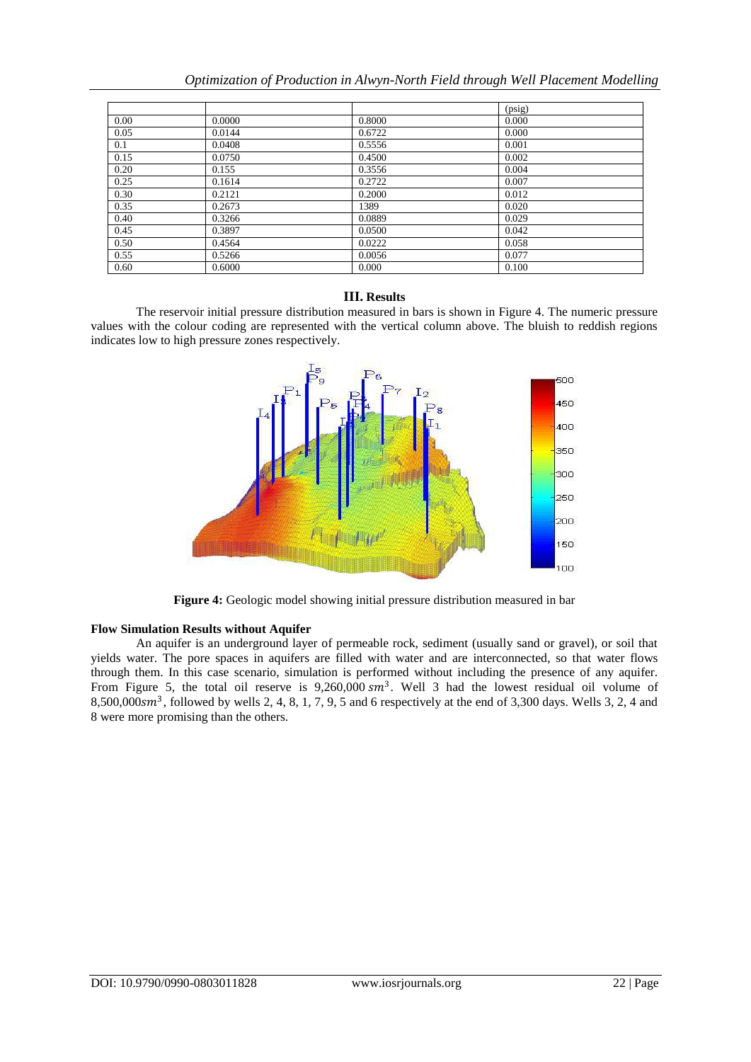|  |  |  | (psig) |
|---|---|---|---|
| 0.00 | 0.0000 | 0.8000 | 0.000 |
| 0.05 | 0.0144 | 0.6722 | 0.000 |
| 0.1 | 0.0408 | 0.5556 | 0.001 |
| 0.15 | 0.0750 | 0.4500 | 0.002 |
| 0.20 | 0.155 | 0.3556 | 0.004 |
| 0.25 | 0.1614 | 0.2722 | 0.007 |
| 0.30 | 0.2121 | 0.2000 | 0.012 |
| 0.35 | 0.2673 | 1389 | 0.020 |
| 0.40 | 0.3266 | 0.0889 | 0.029 |
| 0.45 | 0.3897 | 0.0500 | 0.042 |
| 0.50 | 0.4564 | 0.0222 | 0.058 |
| 0.55 | 0.5266 | 0.0056 | 0.077 |
| 0.60 | 0.6000 | 0.000 | 0.100 |

## III. Results

The reservoir initial pressure distribution measured in bars is shown in Figure 4. The numeric pressure values with the colour coding are represented with the vertical column above. The bluish to reddish regions indicates low to high pressure zones respectively.

**Figure 4:** Geologic model showing initial pressure distribution measured in bar

### Flow Simulation Results without Aquifer

An aquifer is an underground layer of permeable rock, sediment (usually sand or gravel), or soil that yields water. The pore spaces in aquifers are filled with water and are interconnected, so that water flows through them. In this case scenario, simulation is performed without including the presence of any aquifer. From Figure 5, the total oil reserve is 9,260,000 $sm^3$. Well 3 had the lowest residual oil volume of 8,500,000$sm^3$, followed by wells 2, 4, 8, 1, 7, 9, 5 and 6 respectively at the end of 3,300 days. Wells 3, 2, 4 and 8 were more promising than the others.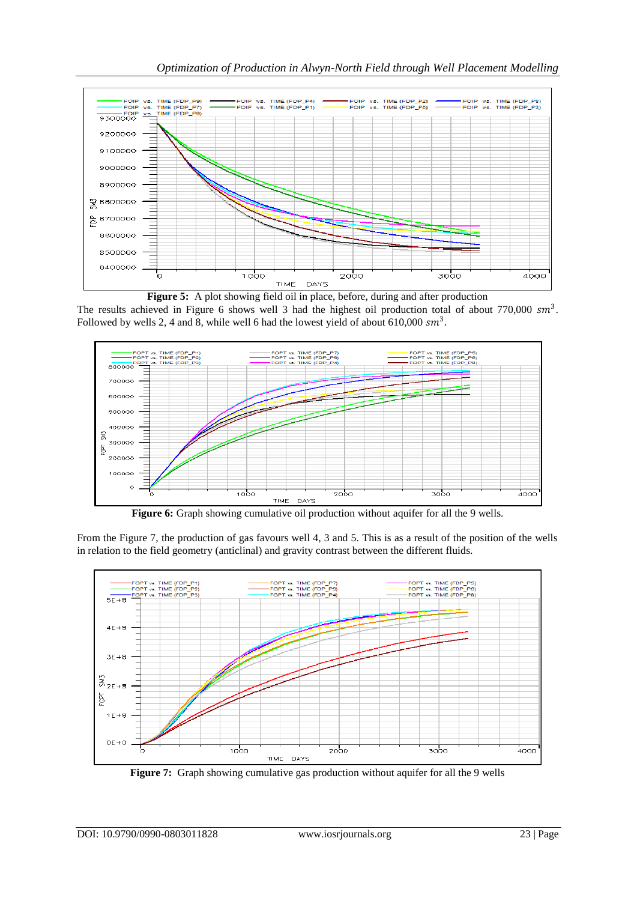**Figure 5:** A plot showing field oil in place, before, during and after production

The results achieved in Figure 6 shows well 3 had the highest oil production total of about 770,000 $sm^3$. Followed by wells 2, 4 and 8, while well 6 had the lowest yield of about 610,000 $sm^3$.

**Figure 6:** Graph showing cumulative oil production without aquifer for all the 9 wells.

From the Figure 7, the production of gas favours well 4, 3 and 5. This is as a result of the position of the wells in relation to the field geometry (anticlinal) and gravity contrast between the different fluids.

**Figure 7:** Graph showing cumulative gas production without aquifer for all the 9 wells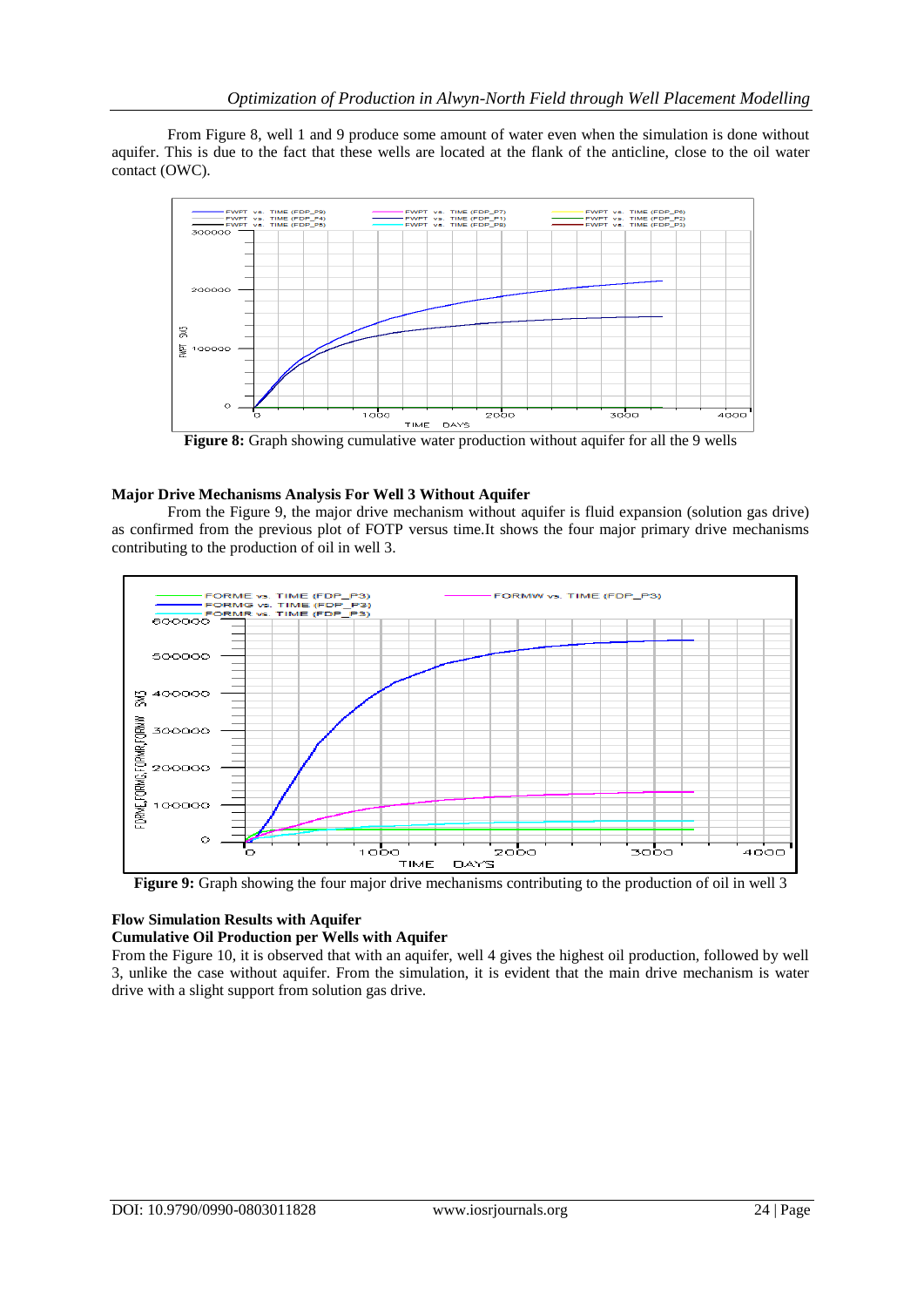From Figure 8, well 1 and 9 produce some amount of water even when the simulation is done without aquifer. This is due to the fact that these wells are located at the flank of the anticline, close to the oil water contact (OWC).

**Figure 8:** Graph showing cumulative water production without aquifer for all the 9 wells

### Major Drive Mechanisms Analysis For Well 3 Without Aquifer

From the Figure 9, the major drive mechanism without aquifer is fluid expansion (solution gas drive) as confirmed from the previous plot of FOTP versus time.It shows the four major primary drive mechanisms contributing to the production of oil in well 3.

**Figure 9:** Graph showing the four major drive mechanisms contributing to the production of oil in well 3

### Flow Simulation Results with Aquifer

### Cumulative Oil Production per Wells with Aquifer

From the Figure 10, it is observed that with an aquifer, well 4 gives the highest oil production, followed by well 3, unlike the case without aquifer. From the simulation, it is evident that the main drive mechanism is water drive with a slight support from solution gas drive.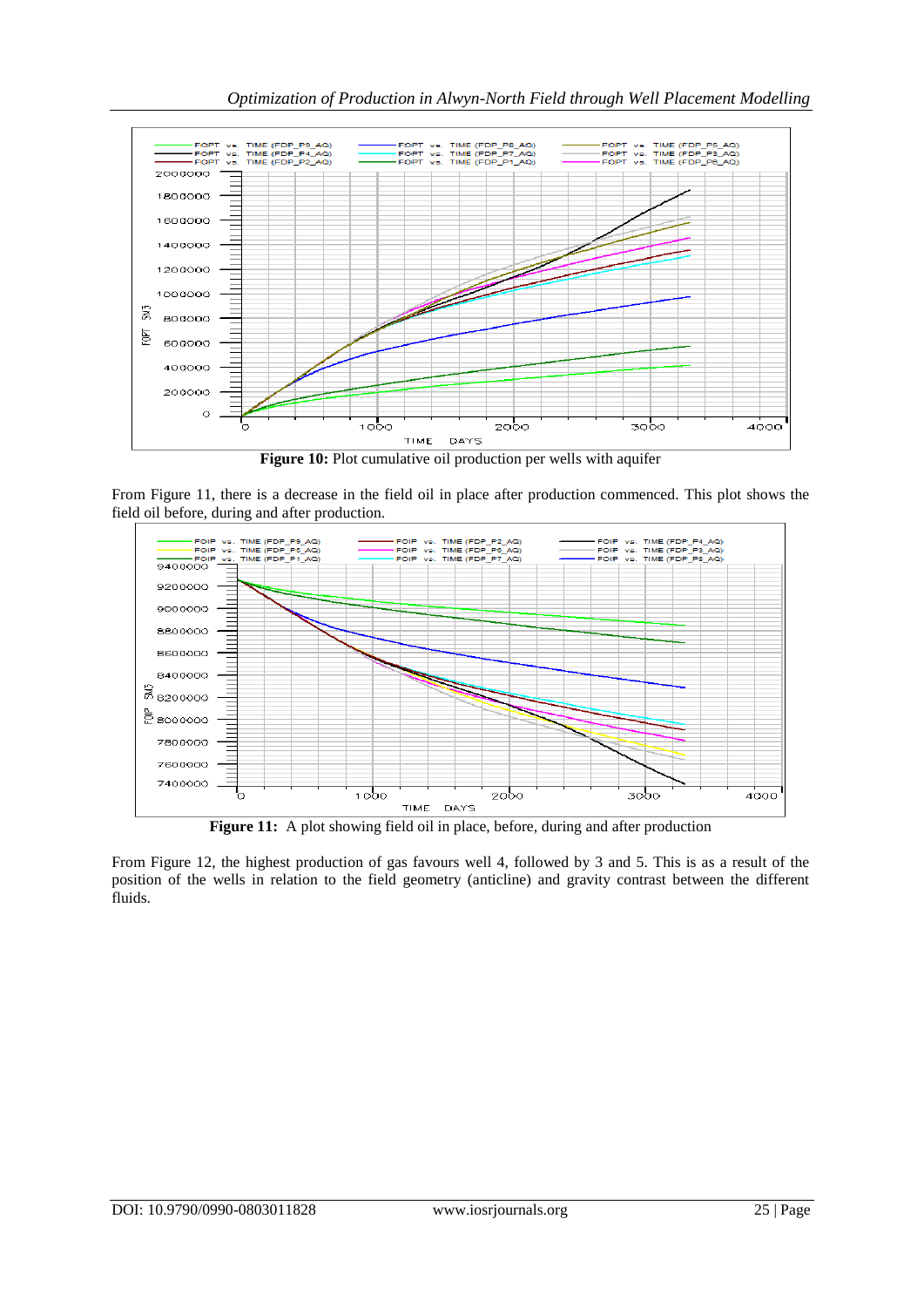**Figure 10:** Plot cumulative oil production per wells with aquifer

From Figure 11, there is a decrease in the field oil in place after production commenced. This plot shows the field oil before, during and after production.

**Figure 11:** A plot showing field oil in place, before, during and after production

From Figure 12, the highest production of gas favours well 4, followed by 3 and 5. This is as a result of the position of the wells in relation to the field geometry (anticline) and gravity contrast between the different fluids.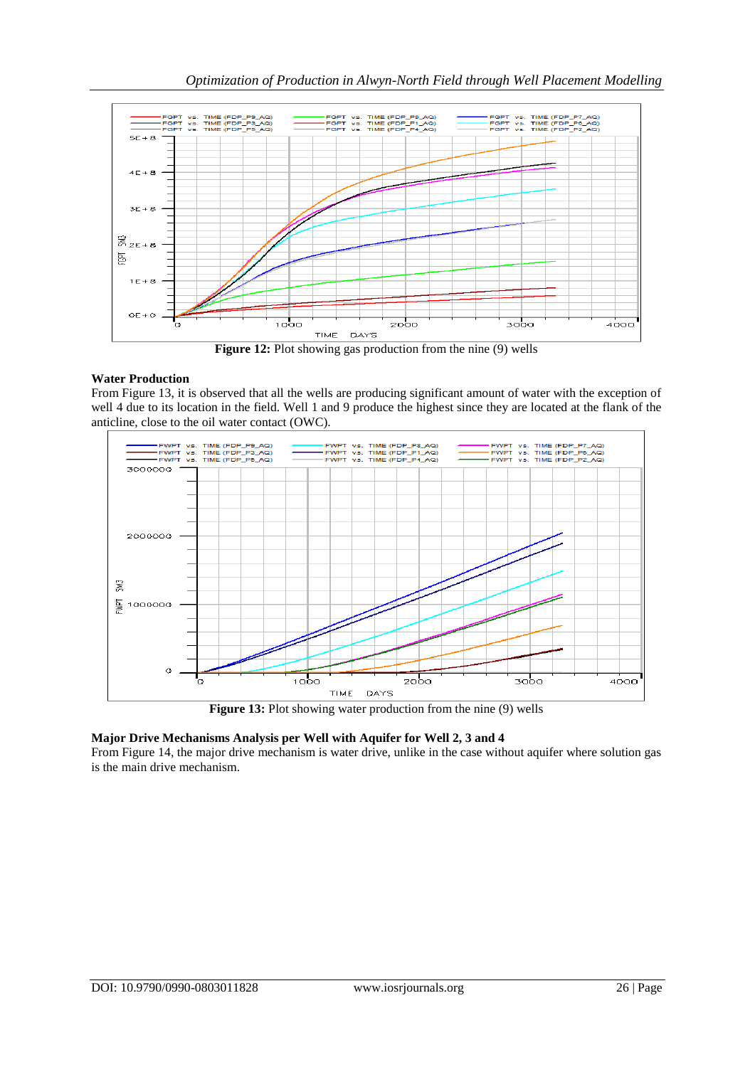Figure 12: Plot showing gas production from the nine (9) wells

**Water Production**

From Figure 13, it is observed that all the wells are producing significant amount of water with the exception of well 4 due to its location in the field. Well 1 and 9 produce the highest since they are located at the flank of the anticline, close to the oil water contact (OWC).

Figure 13: Plot showing water production from the nine (9) wells

**Major Drive Mechanisms Analysis per Well with Aquifer for Well 2, 3 and 4**

From Figure 14, the major drive mechanism is water drive, unlike in the case without aquifer where solution gas is the main drive mechanism.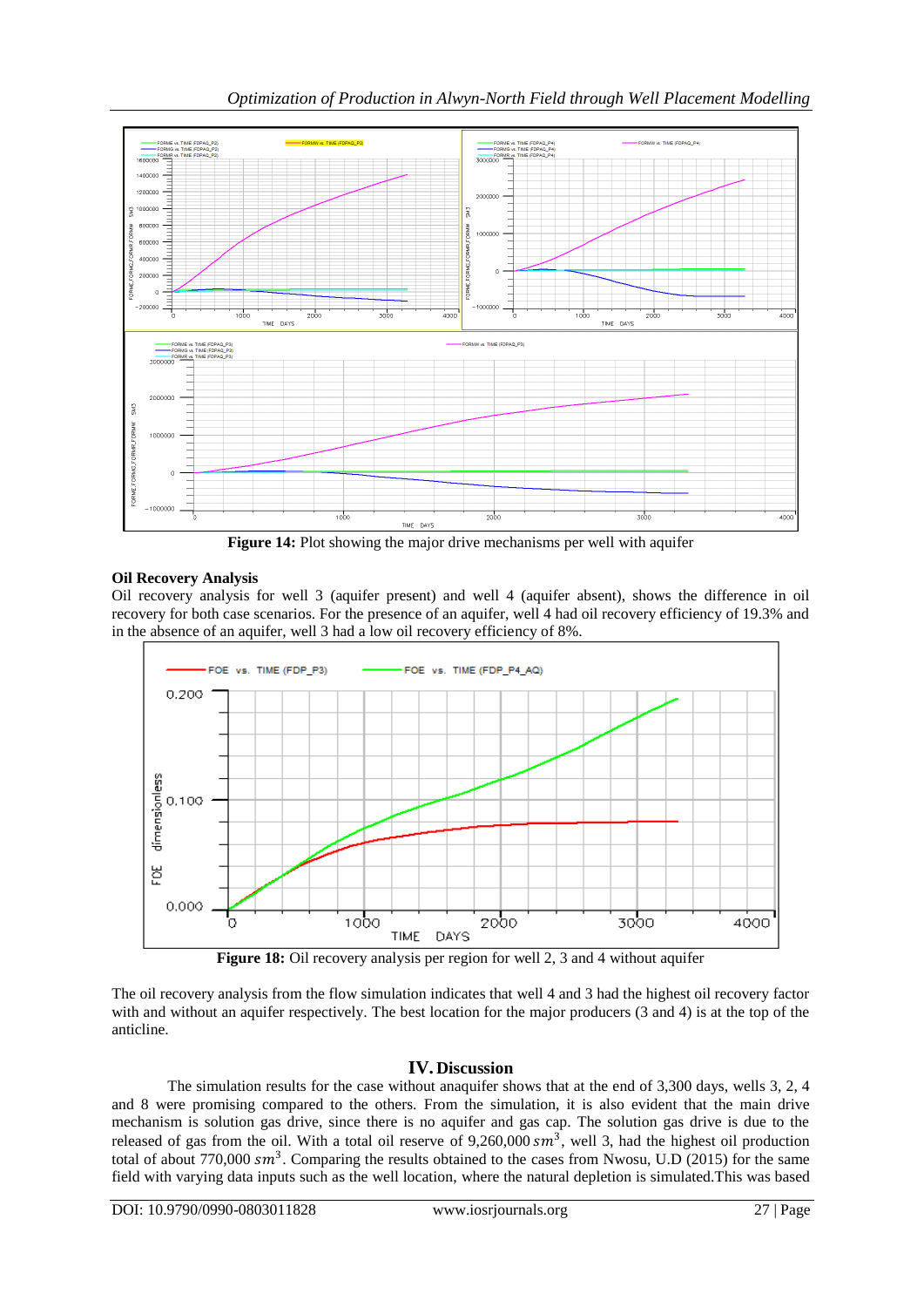**Figure 14:** Plot showing the major drive mechanisms per well with aquifer

**Oil Recovery Analysis**

Oil recovery analysis for well 3 (aquifer present) and well 4 (aquifer absent), shows the difference in oil recovery for both case scenarios. For the presence of an aquifer, well 4 had oil recovery efficiency of 19.3% and in the absence of an aquifer, well 3 had a low oil recovery efficiency of 8%.

**Figure 18:** Oil recovery analysis per region for well 2, 3 and 4 without aquifer

The oil recovery analysis from the flow simulation indicates that well 4 and 3 had the highest oil recovery factor with and without an aquifer respectively. The best location for the major producers (3 and 4) is at the top of the anticline.

## IV. Discussion

The simulation results for the case without anaquifer shows that at the end of 3,300 days, wells 3, 2, 4 and 8 were promising compared to the others. From the simulation, it is also evident that the main drive mechanism is solution gas drive, since there is no aquifer and gas cap. The solution gas drive is due to the released of gas from the oil. With a total oil reserve of 9,260,000 $sm^3$, well 3, had the highest oil production total of about 770,000 $sm^3$. Comparing the results obtained to the cases from Nwosu, U.D (2015) for the same field with varying data inputs such as the well location, where the natural depletion is simulated.This was based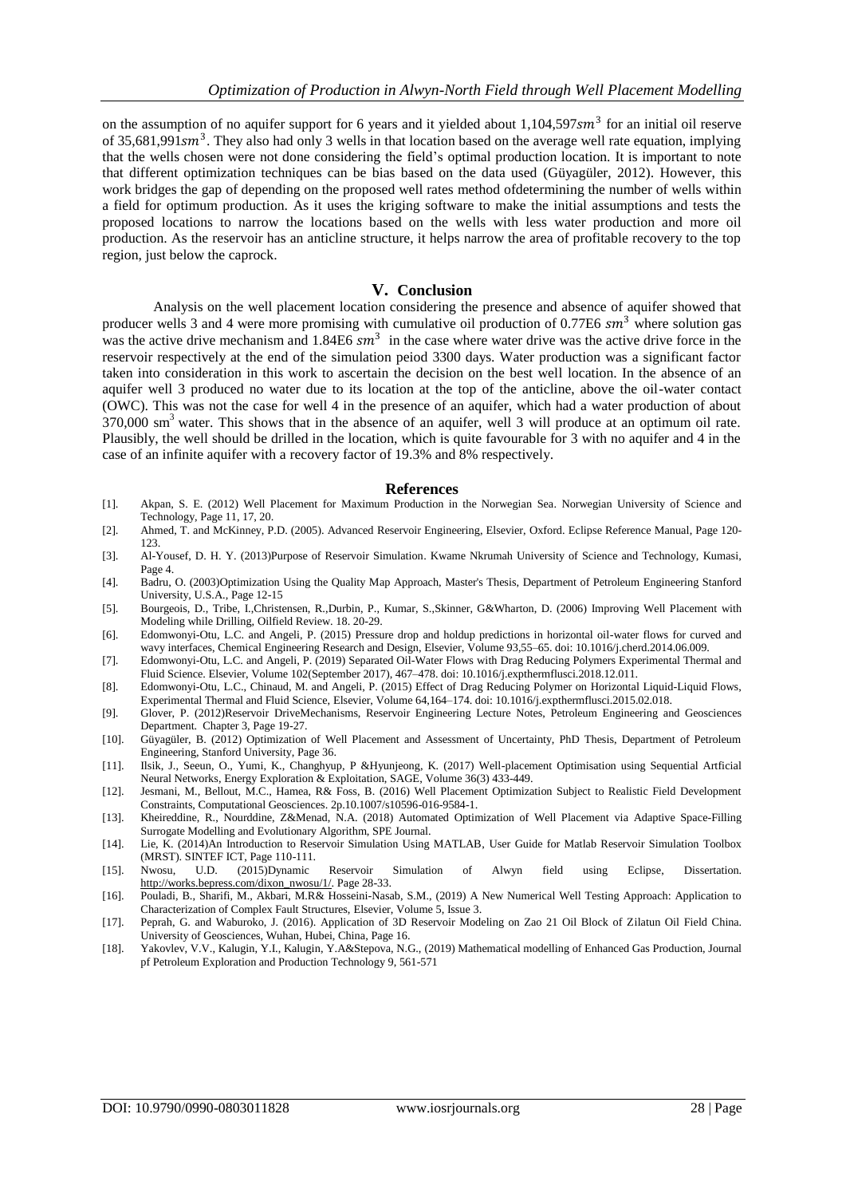on the assumption of no aquifer support for 6 years and it yielded about 1,104,597$sm^3$ for an initial oil reserve of 35,681,991$sm^3$. They also had only 3 wells in that location based on the average well rate equation, implying that the wells chosen were not done considering the field's optimal production location. It is important to note that different optimization techniques can be bias based on the data used (Güyagüler, 2012). However, this work bridges the gap of depending on the proposed well rates method ofdetermining the number of wells within a field for optimum production. As it uses the kriging software to make the initial assumptions and tests the proposed locations to narrow the locations based on the wells with less water production and more oil production. As the reservoir has an anticline structure, it helps narrow the area of profitable recovery to the top region, just below the caprock.

## V. Conclusion

Analysis on the well placement location considering the presence and absence of aquifer showed that producer wells 3 and 4 were more promising with cumulative oil production of 0.77E6 $sm^3$ where solution gas was the active drive mechanism and 1.84E6 $sm^3$ in the case where water drive was the active drive force in the reservoir respectively at the end of the simulation peiod 3300 days. Water production was a significant factor taken into consideration in this work to ascertain the decision on the best well location. In the absence of an aquifer well 3 produced no water due to its location at the top of the anticline, above the oil-water contact (OWC). This was not the case for well 4 in the presence of an aquifer, which had a water production of about 370,000 $sm^3$ water. This shows that in the absence of an aquifer, well 3 will produce at an optimum oil rate. Plausibly, the well should be drilled in the location, which is quite favourable for 3 with no aquifer and 4 in the case of an infinite aquifer with a recovery factor of 19.3% and 8% respectively.

## References

[1]. Akpan, S. E. (2012) Well Placement for Maximum Production in the Norwegian Sea. Norwegian University of Science and Technology, Page 11, 17, 20.

[2]. Ahmed, T. and McKinney, P.D. (2005). Advanced Reservoir Engineering, Elsevier, Oxford. Eclipse Reference Manual, Page 120-123.

[3]. Al-Yousef, D. H. Y. (2013)Purpose of Reservoir Simulation. Kwame Nkrumah University of Science and Technology, Kumasi, Page 4.

[4]. Badru, O. (2003)Optimization Using the Quality Map Approach, Master's Thesis, Department of Petroleum Engineering Stanford University, U.S.A., Page 12-15

[5]. Bourgeois, D., Tribe, I.,Christensen, R.,Durbin, P., Kumar, S.,Skinner, G&Wharton, D. (2006) Improving Well Placement with Modeling while Drilling, Oilfield Review. 18. 20-29.

[6]. Edomwonyi-Otu, L.C. and Angeli, P. (2015) Pressure drop and holdup predictions in horizontal oil-water flows for curved and wavy interfaces, Chemical Engineering Research and Design, Elsevier, Volume 93,55–65. doi: 10.1016/j.cherd.2014.06.009.

[7]. Edomwonyi-Otu, L.C. and Angeli, P. (2019) Separated Oil-Water Flows with Drag Reducing Polymers Experimental Thermal and Fluid Science. Elsevier, Volume 102(September 2017), 467–478. doi: 10.1016/j.expthermflusci.2018.12.011.

[8]. Edomwonyi-Otu, L.C., Chinaud, M. and Angeli, P. (2015) Effect of Drag Reducing Polymer on Horizontal Liquid-Liquid Flows, Experimental Thermal and Fluid Science, Elsevier, Volume 64,164–174. doi: 10.1016/j.expthermflusci.2015.02.018.

[9]. Glover, P. (2012)Reservoir DriveMechanisms, Reservoir Engineering Lecture Notes, Petroleum Engineering and Geosciences Department. Chapter 3, Page 19-27.

[10]. Güyagüler, B. (2012) Optimization of Well Placement and Assessment of Uncertainty, PhD Thesis, Department of Petroleum Engineering, Stanford University, Page 36.

[11]. Ilsik, J., Seeun, O., Yumi, K., Changhyup, P &Hyunjeong, K. (2017) Well-placement Optimisation using Sequential Artficial Neural Networks, Energy Exploration & Exploitation, SAGE, Volume 36(3) 433-449.

[12]. Jesmani, M., Bellout, M.C., Hamea, R& Foss, B. (2016) Well Placement Optimization Subject to Realistic Field Development Constraints, Computational Geosciences. 2p.10.1007/s10596-016-9584-1.

[13]. Kheireddine, R., Nourddine, Z&Menad, N.A. (2018) Automated Optimization of Well Placement via Adaptive Space-Filling Surrogate Modelling and Evolutionary Algorithm, SPE Journal.

[14]. Lie, K. (2014)An Introduction to Reservoir Simulation Using MATLAB, User Guide for Matlab Reservoir Simulation Toolbox (MRST). SINTEF ICT, Page 110-111.

[15]. Nwosu, U.D. (2015)Dynamic Reservoir Simulation of Alwyn field using Eclipse, Dissertation. http://works.bepress.com/dixon_nwosu/1/. Page 28-33.

[16]. Pouladi, B., Sharifi, M., Akbari, M.R& Hosseini-Nasab, S.M., (2019) A New Numerical Well Testing Approach: Application to Characterization of Complex Fault Structures, Elsevier, Volume 5, Issue 3.

[17]. Peprah, G. and Waburoko, J. (2016). Application of 3D Reservoir Modeling on Zao 21 Oil Block of Zilatun Oil Field China. University of Geosciences, Wuhan, Hubei, China, Page 16.

[18]. Yakovlev, V.V., Kalugin, Y.I., Kalugin, Y.A&Stepova, N.G., (2019) Mathematical modelling of Enhanced Gas Production, Journal pf Petroleum Exploration and Production Technology 9, 561-571